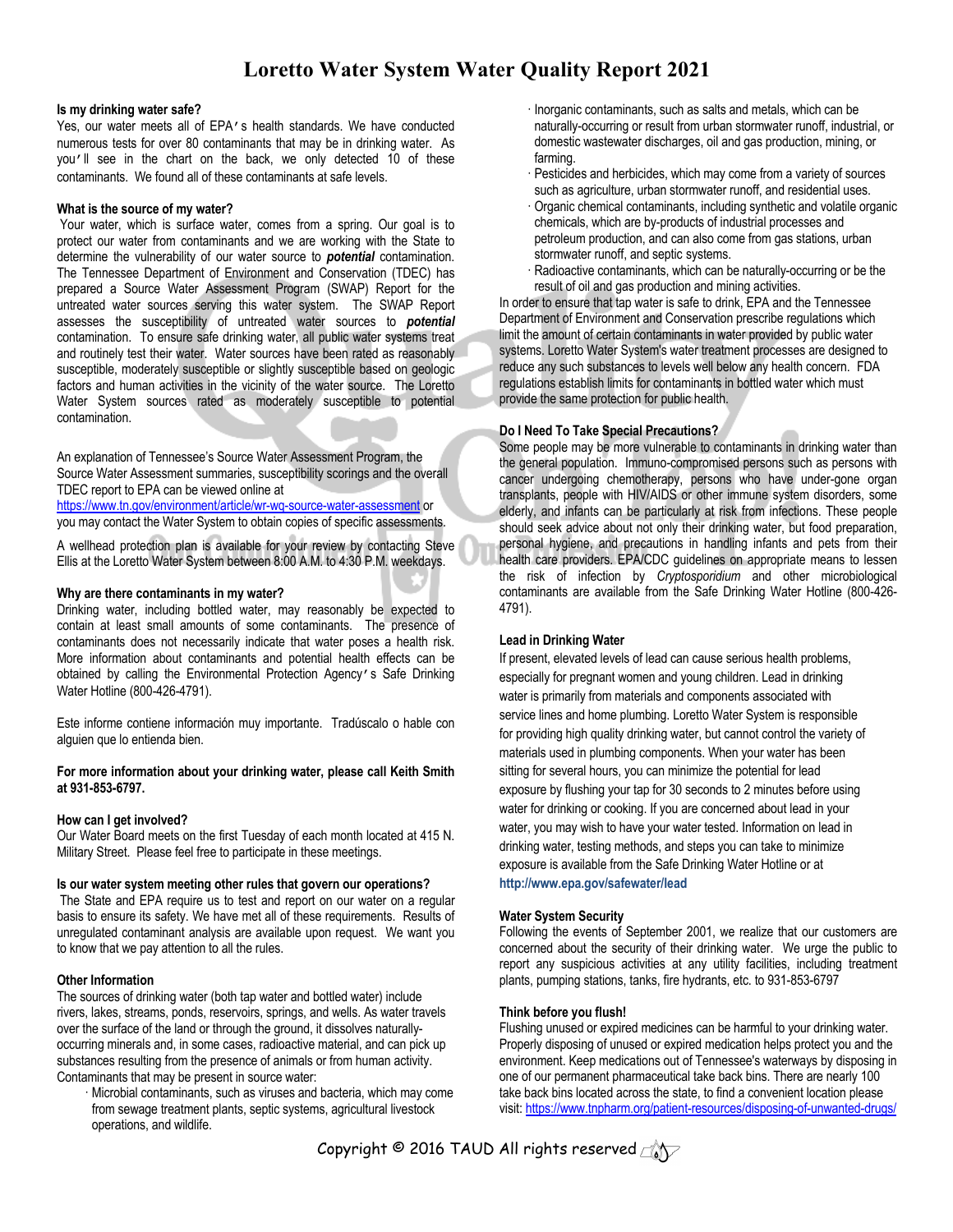# Loretto Water System Water Quality Report 2021

**Is my drinking water safe?**

Yes, our water meets all of EPA's health standards. We have conducted numerous tests for over 80 contaminants that may be in drinking water. As you'll see in the chart on the back, we only detected 10 of these contaminants. We found all of these contaminants at safe levels.

**What is the source of my water?**

Your water, which is surface water, comes from a spring. Our goal is to protect our water from contaminants and we are working with the State to determine the vulnerability of our water source to ***potential*** contamination. The Tennessee Department of Environment and Conservation (TDEC) has prepared a Source Water Assessment Program (SWAP) Report for the untreated water sources serving this water system. The SWAP Report assesses the susceptibility of untreated water sources to ***potential*** contamination. To ensure safe drinking water, all public water systems treat and routinely test their water. Water sources have been rated as reasonably susceptible, moderately susceptible or slightly susceptible based on geologic factors and human activities in the vicinity of the water source. The Loretto Water System sources rated as moderately susceptible to potential contamination.

An explanation of Tennessee's Source Water Assessment Program, the Source Water Assessment summaries, susceptibility scorings and the overall TDEC report to EPA can be viewed online at https://www.tn.gov/environment/article/wr-wq-source-water-assessment or you may contact the Water System to obtain copies of specific assessments.

A wellhead protection plan is available for your review by contacting Steve Ellis at the Loretto Water System between 8:00 A.M. to 4:30 P.M. weekdays.

**Why are there contaminants in my water?**

Drinking water, including bottled water, may reasonably be expected to contain at least small amounts of some contaminants. The presence of contaminants does not necessarily indicate that water poses a health risk. More information about contaminants and potential health effects can be obtained by calling the Environmental Protection Agency's Safe Drinking Water Hotline (800-426-4791).

Este informe contiene información muy importante. Tradúscalo o hable con alguien que lo entienda bien.

**For more information about your drinking water, please call Keith Smith at 931-853-6797.**

**How can I get involved?**

Our Water Board meets on the first Tuesday of each month located at 415 N. Military Street. Please feel free to participate in these meetings.

**Is our water system meeting other rules that govern our operations?**

The State and EPA require us to test and report on our water on a regular basis to ensure its safety. We have met all of these requirements. Results of unregulated contaminant analysis are available upon request. We want you to know that we pay attention to all the rules.

**Other Information**

The sources of drinking water (both tap water and bottled water) include rivers, lakes, streams, ponds, reservoirs, springs, and wells. As water travels over the surface of the land or through the ground, it dissolves naturally-occurring minerals and, in some cases, radioactive material, and can pick up substances resulting from the presence of animals or from human activity. Contaminants that may be present in source water:

- Microbial contaminants, such as viruses and bacteria, which may come from sewage treatment plants, septic systems, agricultural livestock operations, and wildlife.
- Inorganic contaminants, such as salts and metals, which can be naturally-occurring or result from urban stormwater runoff, industrial, or domestic wastewater discharges, oil and gas production, mining, or farming.
- Pesticides and herbicides, which may come from a variety of sources such as agriculture, urban stormwater runoff, and residential uses.
- Organic chemical contaminants, including synthetic and volatile organic chemicals, which are by-products of industrial processes and petroleum production, and can also come from gas stations, urban stormwater runoff, and septic systems.
- Radioactive contaminants, which can be naturally-occurring or be the result of oil and gas production and mining activities.

In order to ensure that tap water is safe to drink, EPA and the Tennessee Department of Environment and Conservation prescribe regulations which limit the amount of certain contaminants in water provided by public water systems. Loretto Water System's water treatment processes are designed to reduce any such substances to levels well below any health concern. FDA regulations establish limits for contaminants in bottled water which must provide the same protection for public health.

**Do I Need To Take Special Precautions?**

Some people may be more vulnerable to contaminants in drinking water than the general population. Immuno-compromised persons such as persons with cancer undergoing chemotherapy, persons who have under-gone organ transplants, people with HIV/AIDS or other immune system disorders, some elderly, and infants can be particularly at risk from infections. These people should seek advice about not only their drinking water, but food preparation, personal hygiene, and precautions in handling infants and pets from their health care providers. EPA/CDC guidelines on appropriate means to lessen the risk of infection by *Cryptosporidium* and other microbiological contaminants are available from the Safe Drinking Water Hotline (800-426-4791).

**Lead in Drinking Water**

If present, elevated levels of lead can cause serious health problems, especially for pregnant women and young children. Lead in drinking water is primarily from materials and components associated with service lines and home plumbing. Loretto Water System is responsible for providing high quality drinking water, but cannot control the variety of materials used in plumbing components. When your water has been sitting for several hours, you can minimize the potential for lead exposure by flushing your tap for 30 seconds to 2 minutes before using water for drinking or cooking. If you are concerned about lead in your water, you may wish to have your water tested. Information on lead in drinking water, testing methods, and steps you can take to minimize exposure is available from the Safe Drinking Water Hotline or at **http://www.epa.gov/safewater/lead**

**Water System Security**

Following the events of September 2001, we realize that our customers are concerned about the security of their drinking water. We urge the public to report any suspicious activities at any utility facilities, including treatment plants, pumping stations, tanks, fire hydrants, etc. to 931-853-6797

**Think before you flush!**

Flushing unused or expired medicines can be harmful to your drinking water. Properly disposing of unused or expired medication helps protect you and the environment. Keep medications out of Tennessee's waterways by disposing in one of our permanent pharmaceutical take back bins. There are nearly 100 take back bins located across the state, to find a convenient location please visit: https://www.tnpharm.org/patient-resources/disposing-of-unwanted-drugs/

Copyright © 2016 TAUD All rights reserved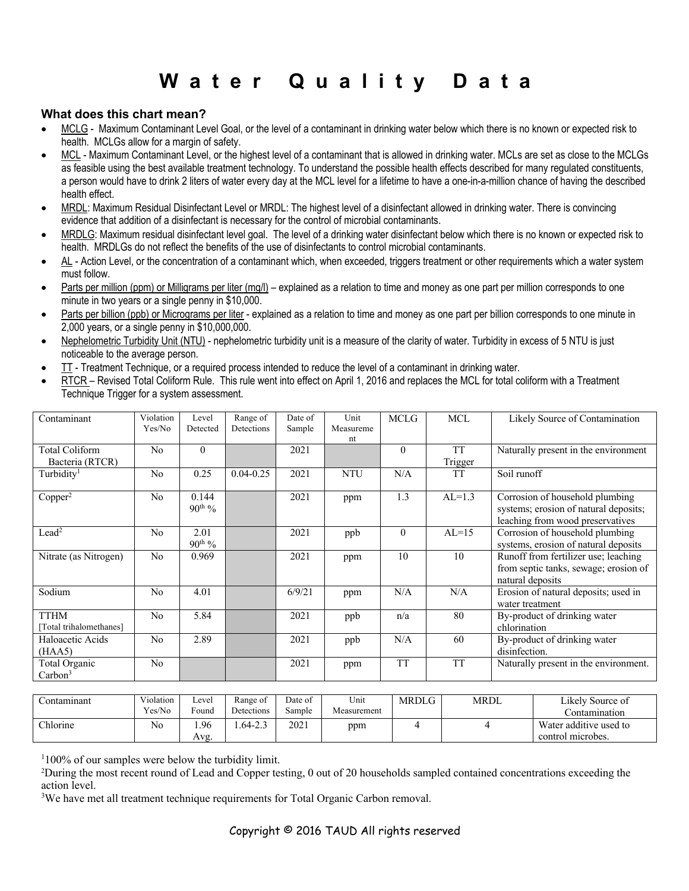# Water Quality Data

**What does this chart mean?**

- MCLG - Maximum Contaminant Level Goal, or the level of a contaminant in drinking water below which there is no known or expected risk to health. MCLGs allow for a margin of safety.
- MCL - Maximum Contaminant Level, or the highest level of a contaminant that is allowed in drinking water. MCLs are set as close to the MCLGs as feasible using the best available treatment technology. To understand the possible health effects described for many regulated constituents, a person would have to drink 2 liters of water every day at the MCL level for a lifetime to have a one-in-a-million chance of having the described health effect.
- MRDL: Maximum Residual Disinfectant Level or MRDL: The highest level of a disinfectant allowed in drinking water. There is convincing evidence that addition of a disinfectant is necessary for the control of microbial contaminants.
- MRDLG: Maximum residual disinfectant level goal. The level of a drinking water disinfectant below which there is no known or expected risk to health. MRDLGs do not reflect the benefits of the use of disinfectants to control microbial contaminants.
- AL - Action Level, or the concentration of a contaminant which, when exceeded, triggers treatment or other requirements which a water system must follow.
- Parts per million (ppm) or Milligrams per liter (mg/l) – explained as a relation to time and money as one part per million corresponds to one minute in two years or a single penny in $10,000.
- Parts per billion (ppb) or Micrograms per liter - explained as a relation to time and money as one part per billion corresponds to one minute in 2,000 years, or a single penny in $10,000,000.
- Nephelometric Turbidity Unit (NTU) - nephelometric turbidity unit is a measure of the clarity of water. Turbidity in excess of 5 NTU is just noticeable to the average person.
- TT - Treatment Technique, or a required process intended to reduce the level of a contaminant in drinking water.
- RTCR – Revised Total Coliform Rule. This rule went into effect on April 1, 2016 and replaces the MCL for total coliform with a Treatment Technique Trigger for a system assessment.

| Contaminant | Violation Yes/No | Level Detected | Range of Detections | Date of Sample | Unit Measurement | MCLG | MCL | Likely Source of Contamination |
|---|---|---|---|---|---|---|---|---|
| Total Coliform Bacteria (RTCR) | No | 0 | | 2021 | | 0 | TT Trigger | Naturally present in the environment |
| Turbidity[1] | No | 0.25 | 0.04-0.25 | 2021 | NTU | N/A | TT | Soil runoff |
| Copper[2] | No | 0.144 90th % | | 2021 | ppm | 1.3 | AL=1.3 | Corrosion of household plumbing systems; erosion of natural deposits; leaching from wood preservatives |
| Lead[2] | No | 2.01 90th % | | 2021 | ppb | 0 | AL=15 | Corrosion of household plumbing systems, erosion of natural deposits |
| Nitrate (as Nitrogen) | No | 0.969 | | 2021 | ppm | 10 | 10 | Runoff from fertilizer use; leaching from septic tanks, sewage; erosion of natural deposits |
| Sodium | No | 4.01 | | 6/9/21 | ppm | N/A | N/A | Erosion of natural deposits; used in water treatment |
| TTHM [Total trihalomethanes] | No | 5.84 | | 2021 | ppb | n/a | 80 | By-product of drinking water chlorination |
| Haloacetic Acids (HAA5) | No | 2.89 | | 2021 | ppb | N/A | 60 | By-product of drinking water disinfection. |
| Total Organic Carbon[3] | No | | | 2021 | ppm | TT | TT | Naturally present in the environment. |

| Contaminant | Violation Yes/No | Level Found | Range of Detections | Date of Sample | Unit Measurement | MRDLG | MRDL | Likely Source of Contamination |
|---|---|---|---|---|---|---|---|---|
| Chlorine | No | 1.96 Avg. | 1.64-2.3 | 2021 | ppm | 4 | 4 | Water additive used to control microbes. |

[1]100% of our samples were below the turbidity limit.

[2]During the most recent round of Lead and Copper testing, 0 out of 20 households sampled contained concentrations exceeding the action level.

[3]We have met all treatment technique requirements for Total Organic Carbon removal.

Copyright © 2016 TAUD All rights reserved